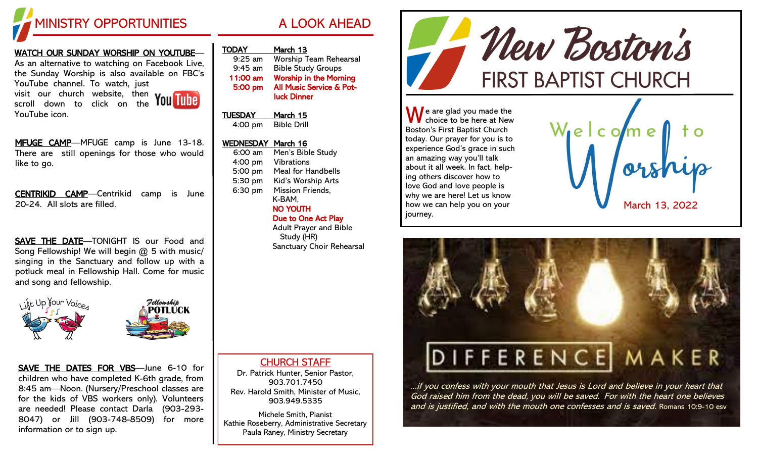# MINISTRY OPPORTUNITIES

**WATCH OUR SUNDAY WORSHIP ON YOUTUBE**—As an alternative to watching on Facebook Live, the Sunday Worship is also available on FBC's YouTube channel. To watch, just visit our church website, then scroll down to click on the YouTube icon.

**MFUGE CAMP**—MFUGE camp is June 13-18. There are still openings for those who would like to go.

**CENTRIKID CAMP**—Centrikid camp is June 20-24. All slots are filled.

**SAVE THE DATE**—TONIGHT IS our Food and Song Fellowship! We will begin @ 5 with music/singing in the Sanctuary and follow up with a potluck meal in Fellowship Hall. Come for music and song and fellowship.

Lift Up Your Voices

Fellowship POTLUCK

**SAVE THE DATES FOR VBS**—June 6-10 for children who have completed K-6th grade, from 8:45 am—Noon. (Nursery/Preschool classes are for the kids of VBS workers only). Volunteers are needed! Please contact Darla (903-293-8047) or Jill (903-748-8509) for more information or to sign up.

# A LOOK AHEAD

**TODAY — March 13**

- 9:25 am — Worship Team Rehearsal
- 9:45 am — Bible Study Groups
- **11:00 am — Worship in the Morning**
- **5:00 pm — All Music Service & Potluck Dinner**

**TUESDAY — March 15**

- 4:00 pm — Bible Drill

**WEDNESDAY — March 16**

- 6:00 am — Men's Bible Study
- 4:00 pm — Vibrations
- 5:00 pm — Meal for Handbells
- 5:30 pm — Kid's Worship Arts
- 6:30 pm — Mission Friends, K-BAM, **NO YOUTH Due to One Act Play**, Adult Prayer and Bible Study (HR), Sanctuary Choir Rehearsal

## CHURCH STAFF

Dr. Patrick Hunter, Senior Pastor, 903.701.7450
Rev. Harold Smith, Minister of Music, 903.949.5335

Michele Smith, Pianist
Kathie Roseberry, Administrative Secretary
Paula Raney, Ministry Secretary

# New Boston's FIRST BAPTIST CHURCH

We are glad you made the choice to be here at New Boston's First Baptist Church today. Our prayer for you is to experience God's grace in such an amazing way you'll talk about it all week. In fact, helping others discover how to love God and love people is why we are here! Let us know how we can help you on your journey.

## Welcome to Worship

March 13, 2022

## DIFFERENCE MAKER

*...if you confess with your mouth that Jesus is Lord and believe in your heart that God raised him from the dead, you will be saved. For with the heart one believes and is justified, and with the mouth one confesses and is saved.* Romans 10:9-10 esv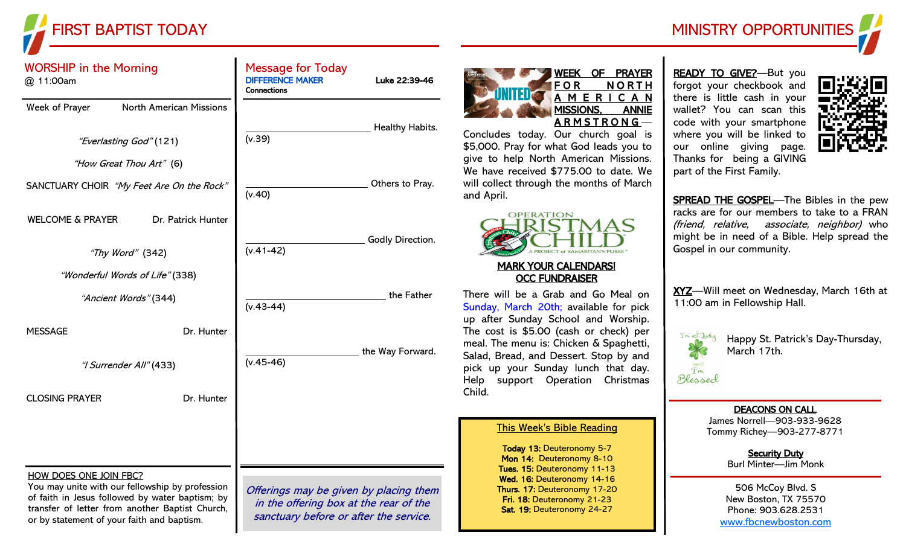# FIRST BAPTIST TODAY

## WORSHIP in the Morning

@ 11:00am

Week of Prayer — North American Missions

*"Everlasting God"* (121)

*"How Great Thou Art"* (6)

SANCTUARY CHOIR *"My Feet Are On the Rock"*

WELCOME & PRAYER — Dr. Patrick Hunter

*"Thy Word"* (342)

*"Wonderful Words of Life"* (338)

*"Ancient Words"* (344)

MESSAGE — Dr. Hunter

*"I Surrender All"* (433)

CLOSING PRAYER — Dr. Hunter

**HOW DOES ONE JOIN FBC?**

You may unite with our fellowship by profession of faith in Jesus followed by water baptism; by transfer of letter from another Baptist Church, or by statement of your faith and baptism.

## Message for Today

**DIFFERENCE MAKER** — **Luke 22:39-46**

**Connections**

\_\_\_\_\_\_\_\_\_\_\_\_\_\_\_\_\_\_\_\_\_\_ Healthy Habits. (v.39)

\_\_\_\_\_\_\_\_\_\_\_\_\_\_\_\_\_\_\_\_\_\_ Others to Pray. (v.40)

\_\_\_\_\_\_\_\_\_\_\_\_\_\_\_\_\_\_\_\_\_\_ Godly Direction. (v.41-42)

\_\_\_\_\_\_\_\_\_\_\_\_\_\_\_\_\_\_\_\_\_\_ the Father (v.43-44)

\_\_\_\_\_\_\_\_\_\_\_\_\_\_\_\_\_\_\_\_\_\_ the Way Forward. (v.45-46)

*Offerings may be given by placing them in the offering box at the rear of the sanctuary before or after the service.*

# MINISTRY OPPORTUNITIES

**WEEK OF PRAYER FOR NORTH AMERICAN MISSIONS, ANNIE ARMSTRONG**—Concludes today. Our church goal is $5,000. Pray for what God leads you to give to help North American Missions. We have received $775.00 to date. We will collect through the months of March and April.

**MARK YOUR CALENDARS!**
**OCC FUNDRAISER**

There will be a Grab and Go Meal on Sunday, March 20th; available for pick up after Sunday School and Worship. The cost is $5.00 (cash or check) per meal. The menu is: Chicken & Spaghetti, Salad, Bread, and Dessert. Stop by and pick up your Sunday lunch that day. Help support Operation Christmas Child.

**This Week's Bible Reading**

**Today 13:** Deuteronomy 5-7
**Mon 14:** Deuteronomy 8-10
**Tues. 15:** Deuteronomy 11-13
**Wed. 16:** Deuteronomy 14-16
**Thurs. 17:** Deuteronomy 17-20
**Fri. 18:** Deuteronomy 21-23
**Sat. 19:** Deuteronomy 24-27

**READY TO GIVE?**—But you forgot your checkbook and there is little cash in your wallet? You can scan this code with your smartphone where you will be linked to our online giving page. Thanks for being a GIVING part of the First Family.

**SPREAD THE GOSPEL**—The Bibles in the pew racks are for our members to take to a FRAN *(friend, relative, associate, neighbor)* who might be in need of a Bible. Help spread the Gospel in our community.

**XYZ**—Will meet on Wednesday, March 16th at 11:00 am in Fellowship Hall.

Happy St. Patrick's Day-Thursday, March 17th.

**DEACONS ON CALL**
James Norrell—903-933-9628
Tommy Richey—903-277-8771

**Security Duty**
Burl Minter—Jim Monk

506 McCoy Blvd. S
New Boston, TX 75570
Phone: 903.628.2531
www.fbcnewboston.com